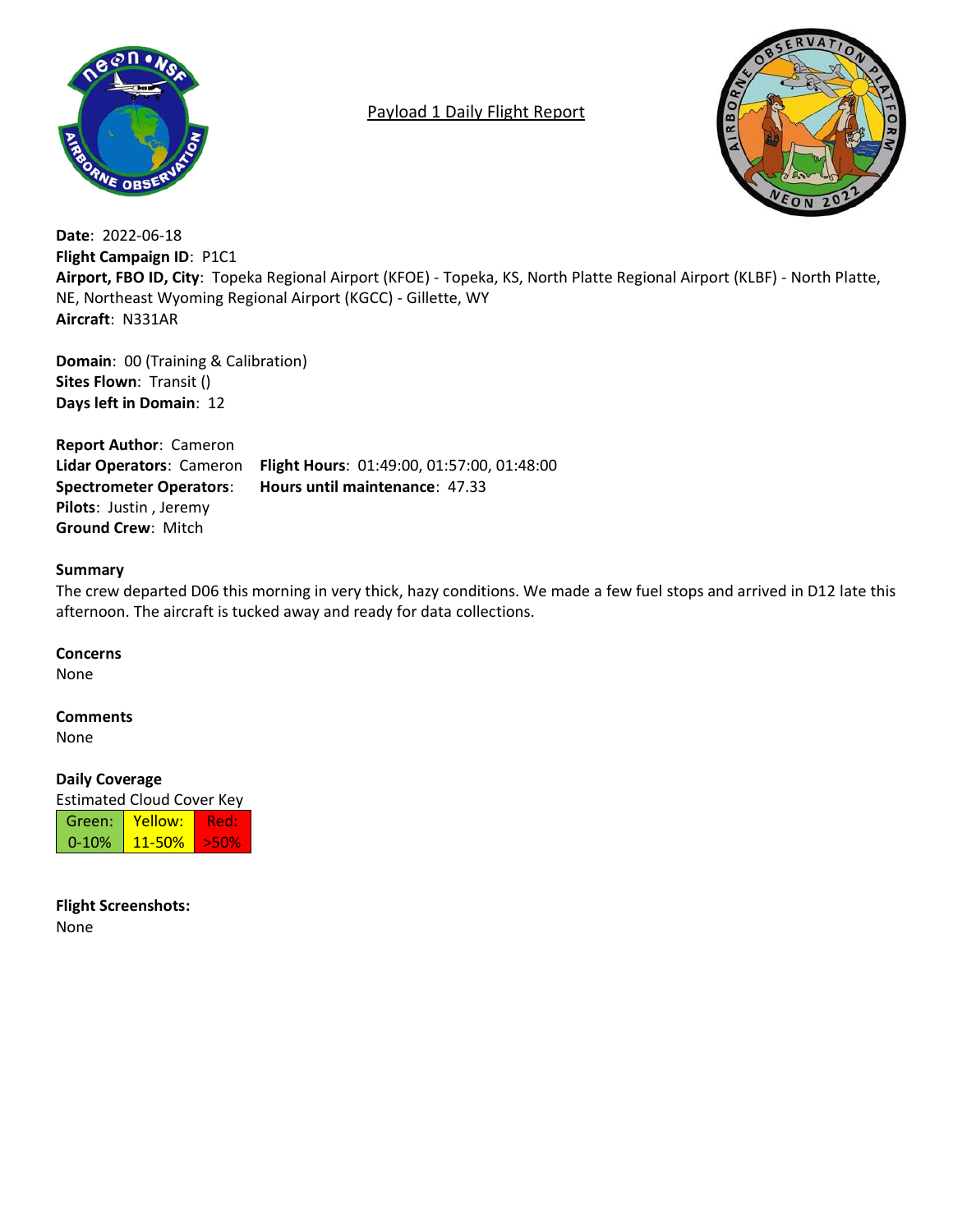# Payload 1 Daily Flight Report

**Date**: 2022-06-18
**Flight Campaign ID**: P1C1
**Airport, FBO ID, City**: Topeka Regional Airport (KFOE) - Topeka, KS, North Platte Regional Airport (KLBF) - North Platte, NE, Northeast Wyoming Regional Airport (KGCC) - Gillette, WY
**Aircraft**: N331AR

**Domain**: 00 (Training & Calibration)
**Sites Flown**: Transit ()
**Days left in Domain**: 12

**Report Author**: Cameron
**Lidar Operators**: Cameron
**Spectrometer Operators**:
**Pilots**: Justin , Jeremy
**Ground Crew**: Mitch

**Flight Hours**: 01:49:00, 01:57:00, 01:48:00
**Hours until maintenance**: 47.33

**Summary**

The crew departed D06 this morning in very thick, hazy conditions. We made a few fuel stops and arrived in D12 late this afternoon. The aircraft is tucked away and ready for data collections.

**Concerns**

None

**Comments**

None

**Daily Coverage**

Estimated Cloud Cover Key

| Green: | Yellow: | Red: |
|---|---|---|
| 0-10% | 11-50% | >50% |

**Flight Screenshots:**

None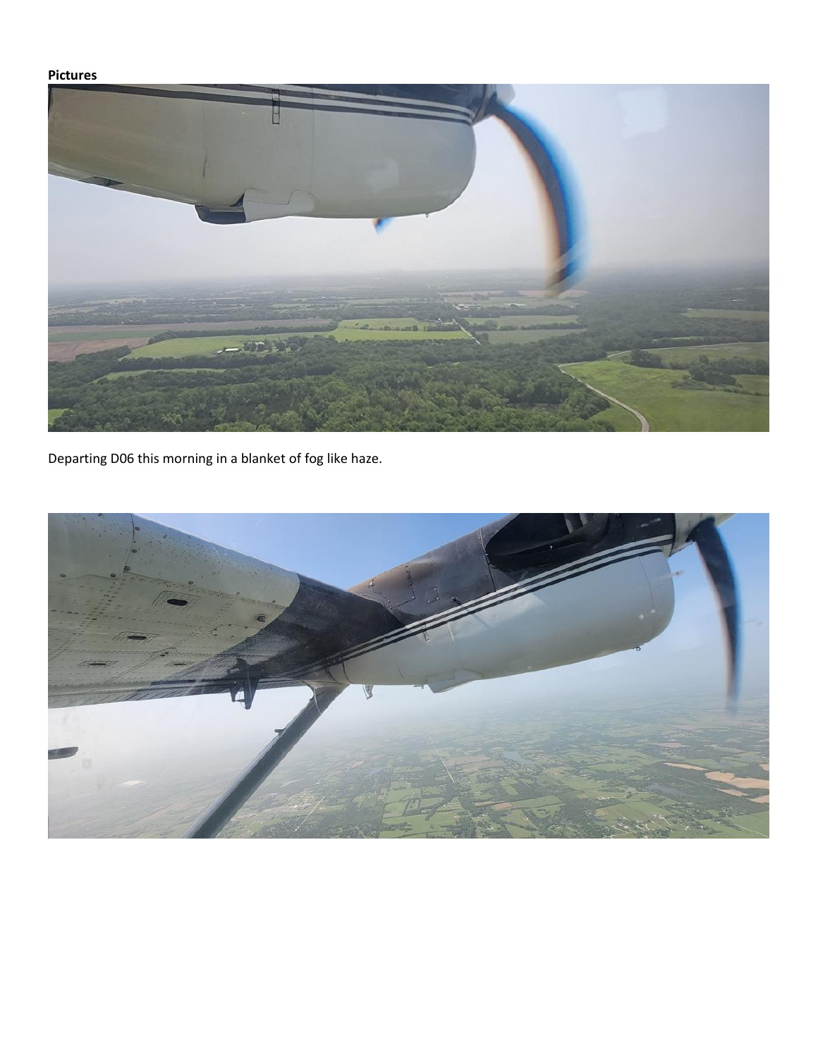**Pictures**

Departing D06 this morning in a blanket of fog like haze.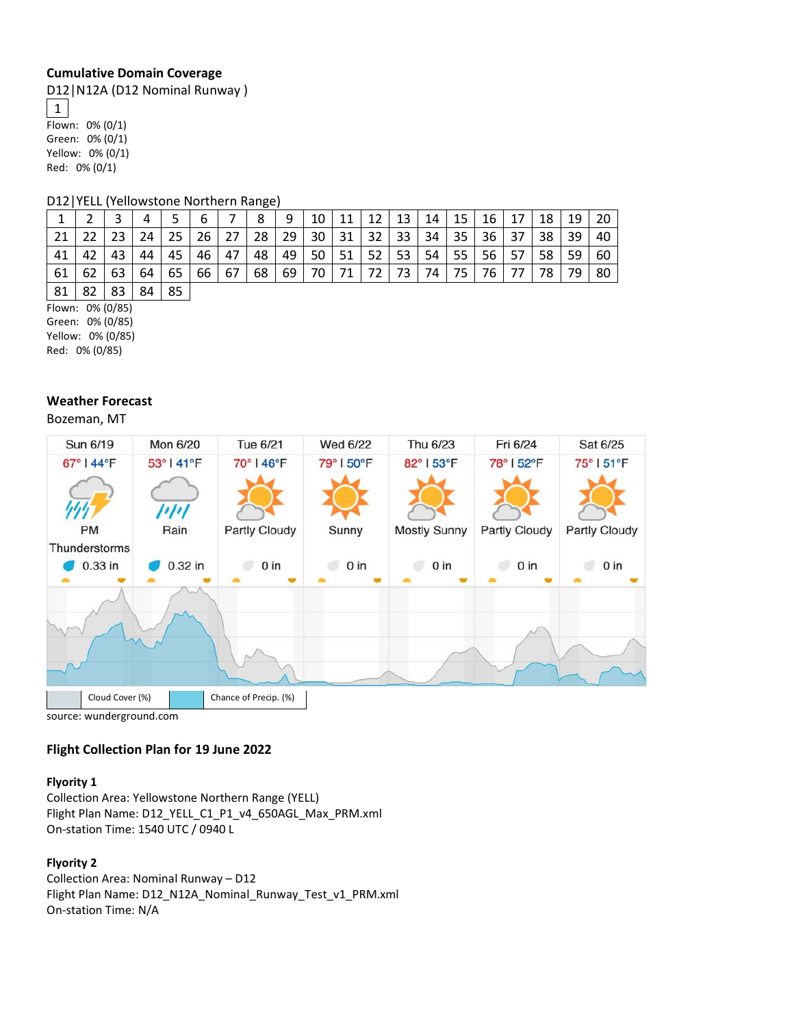**Cumulative Domain Coverage**

D12|N12A (D12 Nominal Runway )

| |
|---|
| 1 |

Flown: 0% (0/1)
Green: 0% (0/1)
Yellow: 0% (0/1)
Red: 0% (0/1)

D12|YELL (Yellowstone Northern Range)

| | | | | | | | | | | | | | | | | | | | |
|---|---|---|---|---|---|---|---|---|---|---|---|---|---|---|---|---|---|---|---|
| 1 | 2 | 3 | 4 | 5 | 6 | 7 | 8 | 9 | 10 | 11 | 12 | 13 | 14 | 15 | 16 | 17 | 18 | 19 | 20 |
| 21 | 22 | 23 | 24 | 25 | 26 | 27 | 28 | 29 | 30 | 31 | 32 | 33 | 34 | 35 | 36 | 37 | 38 | 39 | 40 |
| 41 | 42 | 43 | 44 | 45 | 46 | 47 | 48 | 49 | 50 | 51 | 52 | 53 | 54 | 55 | 56 | 57 | 58 | 59 | 60 |
| 61 | 62 | 63 | 64 | 65 | 66 | 67 | 68 | 69 | 70 | 71 | 72 | 73 | 74 | 75 | 76 | 77 | 78 | 79 | 80 |
| 81 | 82 | 83 | 84 | 85 | | | | | | | | | | | | | | | |

Flown: 0% (0/85)
Green: 0% (0/85)
Yellow: 0% (0/85)
Red: 0% (0/85)

**Weather Forecast**

Bozeman, MT

Sun 6/19
67° | 44°F
PM Thunderstorms
0.33 in

Mon 6/20
53° | 41°F
Rain
0.32 in

Tue 6/21
70° | 46°F
Partly Cloudy
0 in

Wed 6/22
79° | 50°F
Sunny
0 in

Thu 6/23
82° | 53°F
Mostly Sunny
0 in

Fri 6/24
78° | 52°F
Partly Cloudy
0 in

Sat 6/25
75° | 51°F
Partly Cloudy
0 in

Cloud Cover (%)
Chance of Precip. (%)

source: wunderground.com

**Flight Collection Plan for 19 June 2022**

**Flyority 1**
Collection Area: Yellowstone Northern Range (YELL)
Flight Plan Name: D12_YELL_C1_P1_v4_650AGL_Max_PRM.xml
On-station Time: 1540 UTC / 0940 L

**Flyority 2**
Collection Area: Nominal Runway – D12
Flight Plan Name: D12_N12A_Nominal_Runway_Test_v1_PRM.xml
On-station Time: N/A